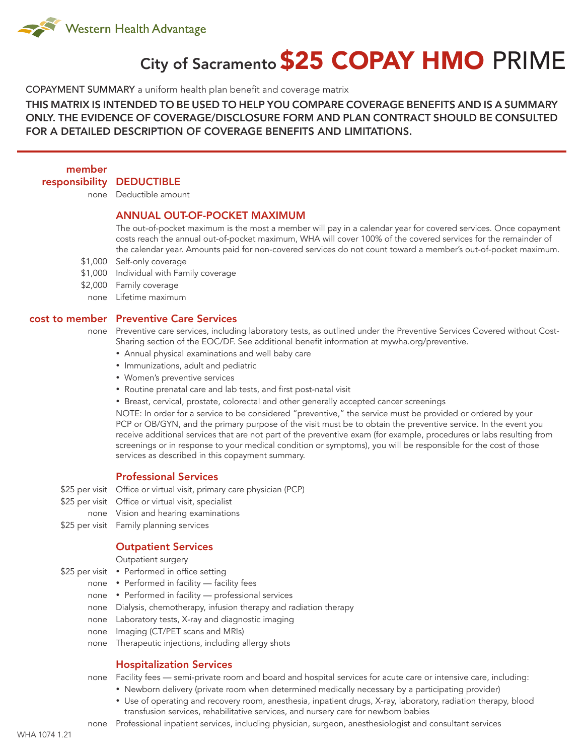Western Health Advantage

# City of Sacramento $25 COPAY HMO PRIME

COPAYMENT SUMMARY a uniform health plan benefit and coverage matrix

**THIS MATRIX IS INTENDED TO BE USED TO HELP YOU COMPARE COVERAGE BENEFITS AND IS A SUMMARY ONLY. THE EVIDENCE OF COVERAGE/DISCLOSURE FORM AND PLAN CONTRACT SHOULD BE CONSULTED FOR A DETAILED DESCRIPTION OF COVERAGE BENEFITS AND LIMITATIONS.**

## DEDUCTIBLE

| member responsibility | |
|---|---|
| none | Deductible amount |

## ANNUAL OUT-OF-POCKET MAXIMUM

The out-of-pocket maximum is the most a member will pay in a calendar year for covered services. Once copayment costs reach the annual out-of-pocket maximum, WHA will cover 100% of the covered services for the remainder of the calendar year. Amounts paid for non-covered services do not count toward a member's out-of-pocket maximum.

| member responsibility | |
|---|---|
| $1,000 | Self-only coverage |
| $1,000 | Individual with Family coverage |
| $2,000 | Family coverage |
| none | Lifetime maximum |

## Preventive Care Services

**cost to member**

none — Preventive care services, including laboratory tests, as outlined under the Preventive Services Covered without Cost-Sharing section of the EOC/DF. See additional benefit information at mywha.org/preventive.

- Annual physical examinations and well baby care
- Immunizations, adult and pediatric
- Women's preventive services
- Routine prenatal care and lab tests, and first post-natal visit
- Breast, cervical, prostate, colorectal and other generally accepted cancer screenings

NOTE: In order for a service to be considered "preventive," the service must be provided or ordered by your PCP or OB/GYN, and the primary purpose of the visit must be to obtain the preventive service. In the event you receive additional services that are not part of the preventive exam (for example, procedures or labs resulting from screenings or in response to your medical condition or symptoms), you will be responsible for the cost of those services as described in this copayment summary.

## Professional Services

| cost to member | |
|---|---|
| $25 per visit | Office or virtual visit, primary care physician (PCP) |
| $25 per visit | Office or virtual visit, specialist |
| none | Vision and hearing examinations |
| $25 per visit | Family planning services |

## Outpatient Services

| cost to member | |
|---|---|
| | Outpatient surgery |
| $25 per visit | • Performed in office setting |
| none | • Performed in facility — facility fees |
| none | • Performed in facility — professional services |
| none | Dialysis, chemotherapy, infusion therapy and radiation therapy |
| none | Laboratory tests, X-ray and diagnostic imaging |
| none | Imaging (CT/PET scans and MRIs) |
| none | Therapeutic injections, including allergy shots |

## Hospitalization Services

none — Facility fees — semi-private room and board and hospital services for acute care or intensive care, including:

- Newborn delivery (private room when determined medically necessary by a participating provider)
- Use of operating and recovery room, anesthesia, inpatient drugs, X-ray, laboratory, radiation therapy, blood transfusion services, rehabilitative services, and nursery care for newborn babies

none — Professional inpatient services, including physician, surgeon, anesthesiologist and consultant services

WHA 1074 1.21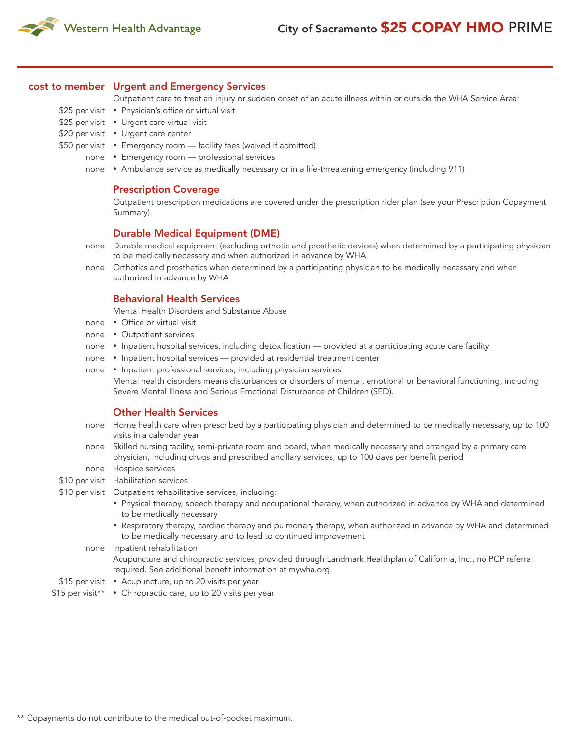Western Health Advantage

# City of Sacramento $25 COPAY HMO PRIME

| cost to member | Urgent and Emergency Services |
|---|---|
| | Outpatient care to treat an injury or sudden onset of an acute illness within or outside the WHA Service Area: |
| $25 per visit | • Physician's office or virtual visit |
| $25 per visit | • Urgent care virtual visit |
| $20 per visit | • Urgent care center |
| $50 per visit | • Emergency room — facility fees (waived if admitted) |
| none | • Emergency room — professional services |
| none | • Ambulance service as medically necessary or in a life-threatening emergency (including 911) |

## Prescription Coverage

Outpatient prescription medications are covered under the prescription rider plan (see your Prescription Copayment Summary).

## Durable Medical Equipment (DME)

| | |
|---|---|
| none | Durable medical equipment (excluding orthotic and prosthetic devices) when determined by a participating physician to be medically necessary and when authorized in advance by WHA |
| none | Orthotics and prosthetics when determined by a participating physician to be medically necessary and when authorized in advance by WHA |

## Behavioral Health Services

Mental Health Disorders and Substance Abuse

| | |
|---|---|
| none | • Office or virtual visit |
| none | • Outpatient services |
| none | • Inpatient hospital services, including detoxification — provided at a participating acute care facility |
| none | • Inpatient hospital services — provided at residential treatment center |
| none | • Inpatient professional services, including physician services |

Mental health disorders means disturbances or disorders of mental, emotional or behavioral functioning, including Severe Mental Illness and Serious Emotional Disturbance of Children (SED).

## Other Health Services

| | |
|---|---|
| none | Home health care when prescribed by a participating physician and determined to be medically necessary, up to 100 visits in a calendar year |
| none | Skilled nursing facility, semi-private room and board, when medically necessary and arranged by a primary care physician, including drugs and prescribed ancillary services, up to 100 days per benefit period |
| none | Hospice services |
| $10 per visit | Habilitation services |
| $10 per visit | Outpatient rehabilitative services, including:<br>• Physical therapy, speech therapy and occupational therapy, when authorized in advance by WHA and determined to be medically necessary<br>• Respiratory therapy, cardiac therapy and pulmonary therapy, when authorized in advance by WHA and determined to be medically necessary and to lead to continued improvement |
| none | Inpatient rehabilitation |

Acupuncture and chiropractic services, provided through Landmark Healthplan of California, Inc., no PCP referral required. See additional benefit information at mywha.org.

| | |
|---|---|
| $15 per visit | • Acupuncture, up to 20 visits per year |
| $15 per visit** | • Chiropractic care, up to 20 visits per year |

** Copayments do not contribute to the medical out-of-pocket maximum.